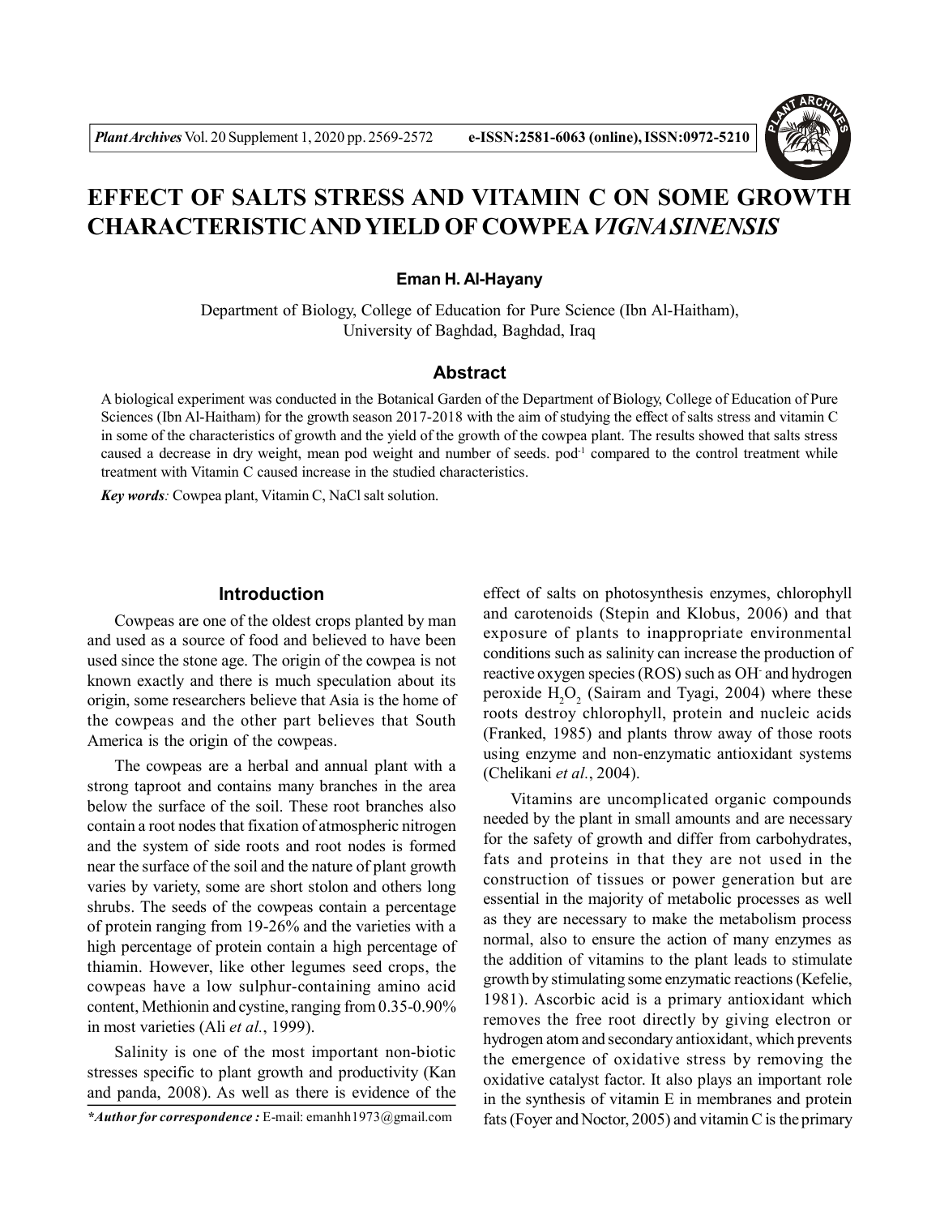# EFFECT OF SALTS STRESS AND VITAMIN C ON SOME GROWTH CHARACTERISTIC AND YIELD OF COWPEA *VIGNA SINENSIS*

**Eman H. Al-Hayany**

Department of Biology, College of Education for Pure Science (Ibn Al-Haitham), University of Baghdad, Baghdad, Iraq

## Abstract

A biological experiment was conducted in the Botanical Garden of the Department of Biology, College of Education of Pure Sciences (Ibn Al-Haitham) for the growth season 2017-2018 with the aim of studying the effect of salts stress and vitamin C in some of the characteristics of growth and the yield of the growth of the cowpea plant. The results showed that salts stress caused a decrease in dry weight, mean pod weight and number of seeds. pod$^{-1}$ compared to the control treatment while treatment with Vitamin C caused increase in the studied characteristics.

***Key words**:* Cowpea plant, Vitamin C, NaCl salt solution.

## Introduction

Cowpeas are one of the oldest crops planted by man and used as a source of food and believed to have been used since the stone age. The origin of the cowpea is not known exactly and there is much speculation about its origin, some researchers believe that Asia is the home of the cowpeas and the other part believes that South America is the origin of the cowpeas.

The cowpeas are a herbal and annual plant with a strong taproot and contains many branches in the area below the surface of the soil. These root branches also contain a root nodes that fixation of atmospheric nitrogen and the system of side roots and root nodes is formed near the surface of the soil and the nature of plant growth varies by variety, some are short stolon and others long shrubs. The seeds of the cowpeas contain a percentage of protein ranging from 19-26% and the varieties with a high percentage of protein contain a high percentage of thiamin. However, like other legumes seed crops, the cowpeas have a low sulphur-containing amino acid content, Methionin and cystine, ranging from 0.35-0.90% in most varieties (Ali *et al.*, 1999).

Salinity is one of the most important non-biotic stresses specific to plant growth and productivity (Kan and panda, 2008). As well as there is evidence of the effect of salts on photosynthesis enzymes, chlorophyll and carotenoids (Stepin and Klobus, 2006) and that exposure of plants to inappropriate environmental conditions such as salinity can increase the production of reactive oxygen species (ROS) such as $OH^-$ and hydrogen peroxide $H_2O_2$ (Sairam and Tyagi, 2004) where these roots destroy chlorophyll, protein and nucleic acids (Franked, 1985) and plants throw away of those roots using enzyme and non-enzymatic antioxidant systems (Chelikani *et al.*, 2004).

Vitamins are uncomplicated organic compounds needed by the plant in small amounts and are necessary for the safety of growth and differ from carbohydrates, fats and proteins in that they are not used in the construction of tissues or power generation but are essential in the majority of metabolic processes as well as they are necessary to make the metabolism process normal, also to ensure the action of many enzymes as the addition of vitamins to the plant leads to stimulate growth by stimulating some enzymatic reactions (Kefelie, 1981). Ascorbic acid is a primary antioxidant which removes the free root directly by giving electron or hydrogen atom and secondary antioxidant, which prevents the emergence of oxidative stress by removing the oxidative catalyst factor. It also plays an important role in the synthesis of vitamin E in membranes and protein fats (Foyer and Noctor, 2005) and vitamin C is the primary

*\*Author for correspondence :* E-mail: emanhh1973@gmail.com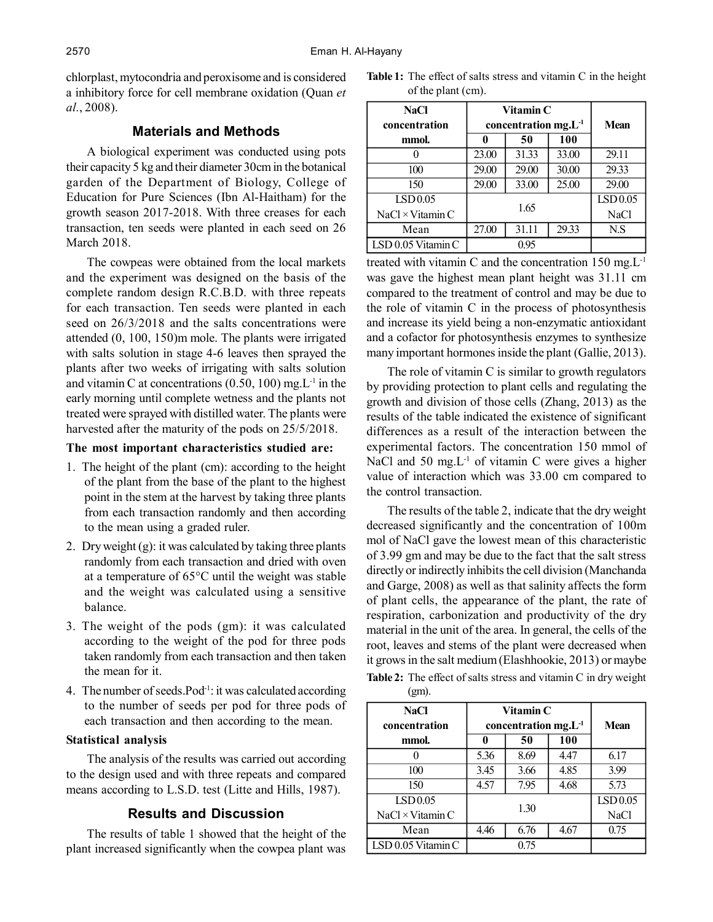chlorplast, mytocondria and peroxisome and is considered a inhibitory force for cell membrane oxidation (Quan *et al.*, 2008).

## Materials and Methods

A biological experiment was conducted using pots their capacity 5 kg and their diameter 30cm in the botanical garden of the Department of Biology, College of Education for Pure Sciences (Ibn Al-Haitham) for the growth season 2017-2018. With three creases for each transaction, ten seeds were planted in each seed on 26 March 2018.

The cowpeas were obtained from the local markets and the experiment was designed on the basis of the complete random design R.C.B.D. with three repeats for each transaction. Ten seeds were planted in each seed on 26/3/2018 and the salts concentrations were attended (0, 100, 150)m mole. The plants were irrigated with salts solution in stage 4-6 leaves then sprayed the plants after two weeks of irrigating with salts solution and vitamin C at concentrations (0.50, 100) mg.L$^{-1}$ in the early morning until complete wetness and the plants not treated were sprayed with distilled water. The plants were harvested after the maturity of the pods on 25/5/2018.

### The most important characteristics studied are:

1. The height of the plant (cm): according to the height of the plant from the base of the plant to the highest point in the stem at the harvest by taking three plants from each transaction randomly and then according to the mean using a graded ruler.
2. Dry weight (g): it was calculated by taking three plants randomly from each transaction and dried with oven at a temperature of 65°C until the weight was stable and the weight was calculated using a sensitive balance.
3. The weight of the pods (gm): it was calculated according to the weight of the pod for three pods taken randomly from each transaction and then taken the mean for it.
4. The number of seeds.Pod$^{-1}$: it was calculated according to the number of seeds per pod for three pods of each transaction and then according to the mean.

### Statistical analysis

The analysis of the results was carried out according to the design used and with three repeats and compared means according to L.S.D. test (Litte and Hills, 1987).

## Results and Discussion

The results of table 1 showed that the height of the plant increased significantly when the cowpea plant was treated with vitamin C and the concentration 150 mg.L$^{-1}$ was gave the highest mean plant height was 31.11 cm compared to the treatment of control and may be due to the role of vitamin C in the process of photosynthesis and increase its yield being a non-enzymatic antioxidant and a cofactor for photosynthesis enzymes to synthesize many important hormones inside the plant (Gallie, 2013).

**Table 1:** The effect of salts stress and vitamin C in the height of the plant (cm).

| NaCl concentration mmol. | Vitamin C concentration mg.L$^{-1}$ | | | Mean |
|---|---|---|---|---|
| | 0 | 50 | 100 | |
| 0 | 23.00 | 31.33 | 33.00 | 29.11 |
| 100 | 29.00 | 29.00 | 30.00 | 29.33 |
| 150 | 29.00 | 33.00 | 25.00 | 29.00 |
| LSD 0.05 NaCl × Vitamin C | 1.65 | | | LSD 0.05 NaCl |
| Mean | 27.00 | 31.11 | 29.33 | N.S |
| LSD 0.05 Vitamin C | 0.95 | | | |

The role of vitamin C is similar to growth regulators by providing protection to plant cells and regulating the growth and division of those cells (Zhang, 2013) as the results of the table indicated the existence of significant differences as a result of the interaction between the experimental factors. The concentration 150 mmol of NaCl and 50 mg.L$^{-1}$ of vitamin C were gives a higher value of interaction which was 33.00 cm compared to the control transaction.

The results of the table 2, indicate that the dry weight decreased significantly and the concentration of 100m mol of NaCl gave the lowest mean of this characteristic of 3.99 gm and may be due to the fact that the salt stress directly or indirectly inhibits the cell division (Manchanda and Garge, 2008) as well as that salinity affects the form of plant cells, the appearance of the plant, the rate of respiration, carbonization and productivity of the dry material in the unit of the area. In general, the cells of the root, leaves and stems of the plant were decreased when it grows in the salt medium (Elashhookie, 2013) or maybe

**Table 2:** The effect of salts stress and vitamin C in dry weight (gm).

| NaCl concentration mmol. | Vitamin C concentration mg.L$^{-1}$ | | | Mean |
|---|---|---|---|---|
| | 0 | 50 | 100 | |
| 0 | 5.36 | 8.69 | 4.47 | 6.17 |
| 100 | 3.45 | 3.66 | 4.85 | 3.99 |
| 150 | 4.57 | 7.95 | 4.68 | 5.73 |
| LSD 0.05 NaCl × Vitamin C | 1.30 | | | LSD 0.05 NaCl |
| Mean | 4.46 | 6.76 | 4.67 | 0.75 |
| LSD 0.05 Vitamin C | 0.75 | | | |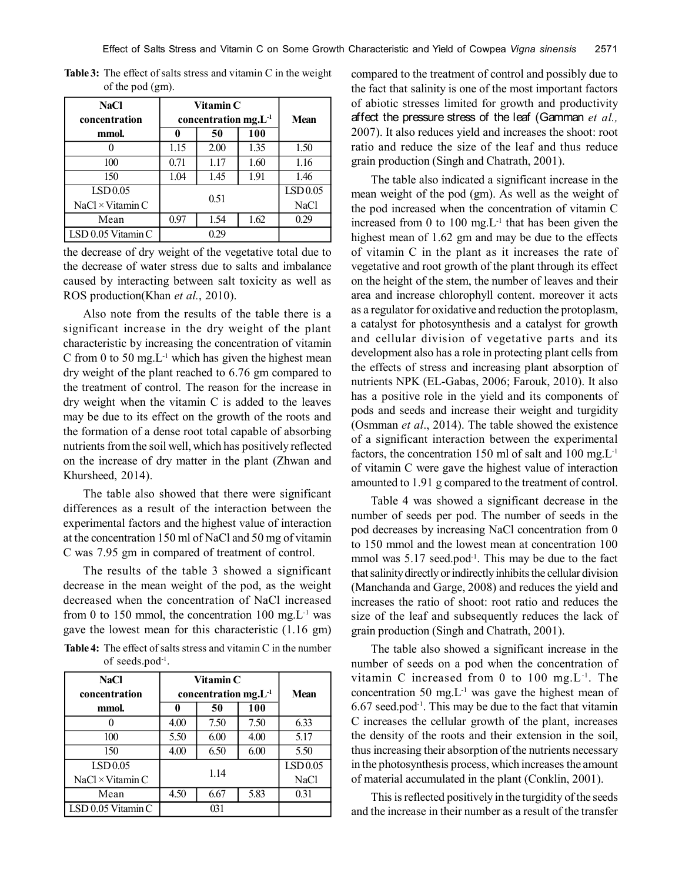**Table 3:** The effect of salts stress and vitamin C in the weight of the pod (gm).

| NaCl concentration mmol. | Vitamin C concentration mg.L$^{-1}$ | | | Mean |
|---|---|---|---|---|
| | 0 | 50 | 100 | |
| 0 | 1.15 | 2.00 | 1.35 | 1.50 |
| 100 | 0.71 | 1.17 | 1.60 | 1.16 |
| 150 | 1.04 | 1.45 | 1.91 | 1.46 |
| LSD 0.05 NaCl × Vitamin C | 0.51 | | | LSD 0.05 NaCl |
| Mean | 0.97 | 1.54 | 1.62 | 0.29 |
| LSD 0.05 Vitamin C | 0.29 | | | |

the decrease of dry weight of the vegetative total due to the decrease of water stress due to salts and imbalance caused by interacting between salt toxicity as well as ROS production(Khan *et al.*, 2010).

Also note from the results of the table there is a significant increase in the dry weight of the plant characteristic by increasing the concentration of vitamin C from 0 to 50 mg.L$^{-1}$ which has given the highest mean dry weight of the plant reached to 6.76 gm compared to the treatment of control. The reason for the increase in dry weight when the vitamin C is added to the leaves may be due to its effect on the growth of the roots and the formation of a dense root total capable of absorbing nutrients from the soil well, which has positively reflected on the increase of dry matter in the plant (Zhwan and Khursheed, 2014).

The table also showed that there were significant differences as a result of the interaction between the experimental factors and the highest value of interaction at the concentration 150 ml of NaCl and 50 mg of vitamin C was 7.95 gm in compared of treatment of control.

The results of the table 3 showed a significant decrease in the mean weight of the pod, as the weight decreased when the concentration of NaCl increased from 0 to 150 mmol, the concentration 100 mg.L$^{-1}$ was gave the lowest mean for this characteristic (1.16 gm) compared to the treatment of control and possibly due to the fact that salinity is one of the most important factors of abiotic stresses limited for growth and productivity affect the pressure stress of the leaf (Gamman *et al.,* 2007). It also reduces yield and increases the shoot: root ratio and reduce the size of the leaf and thus reduce grain production (Singh and Chatrath, 2001).

The table also indicated a significant increase in the mean weight of the pod (gm). As well as the weight of the pod increased when the concentration of vitamin C increased from 0 to 100 mg.L$^{-1}$ that has been given the highest mean of 1.62 gm and may be due to the effects of vitamin C in the plant as it increases the rate of vegetative and root growth of the plant through its effect on the height of the stem, the number of leaves and their area and increase chlorophyll content. moreover it acts as a regulator for oxidative and reduction the protoplasm, a catalyst for photosynthesis and a catalyst for growth and cellular division of vegetative parts and its development also has a role in protecting plant cells from the effects of stress and increasing plant absorption of nutrients NPK (EL-Gabas, 2006; Farouk, 2010). It also has a positive role in the yield and its components of pods and seeds and increase their weight and turgidity (Osmman *et al*., 2014). The table showed the existence of a significant interaction between the experimental factors, the concentration 150 ml of salt and 100 mg.L$^{-1}$ of vitamin C were gave the highest value of interaction amounted to 1.91 g compared to the treatment of control.

**Table 4:** The effect of salts stress and vitamin C in the number of seeds.pod$^{-1}$.

| NaCl concentration mmol. | Vitamin C concentration mg.L$^{-1}$ | | | Mean |
|---|---|---|---|---|
| | 0 | 50 | 100 | |
| 0 | 4.00 | 7.50 | 7.50 | 6.33 |
| 100 | 5.50 | 6.00 | 4.00 | 5.17 |
| 150 | 4.00 | 6.50 | 6.00 | 5.50 |
| LSD 0.05 NaCl × Vitamin C | 1.14 | | | LSD 0.05 NaCl |
| Mean | 4.50 | 6.67 | 5.83 | 0.31 |
| LSD 0.05 Vitamin C | 031 | | | |

Table 4 was showed a significant decrease in the number of seeds per pod. The number of seeds in the pod decreases by increasing NaCl concentration from 0 to 150 mmol and the lowest mean at concentration 100 mmol was 5.17 seed.pod$^{-1}$. This may be due to the fact that salinity directly or indirectly inhibits the cellular division (Manchanda and Garge, 2008) and reduces the yield and increases the ratio of shoot: root ratio and reduces the size of the leaf and subsequently reduces the lack of grain production (Singh and Chatrath, 2001).

The table also showed a significant increase in the number of seeds on a pod when the concentration of vitamin C increased from 0 to 100 mg.L$^{-1}$. The concentration 50 mg.L$^{-1}$ was gave the highest mean of 6.67 seed.pod$^{-1}$. This may be due to the fact that vitamin C increases the cellular growth of the plant, increases the density of the roots and their extension in the soil, thus increasing their absorption of the nutrients necessary in the photosynthesis process, which increases the amount of material accumulated in the plant (Conklin, 2001).

This is reflected positively in the turgidity of the seeds and the increase in their number as a result of the transfer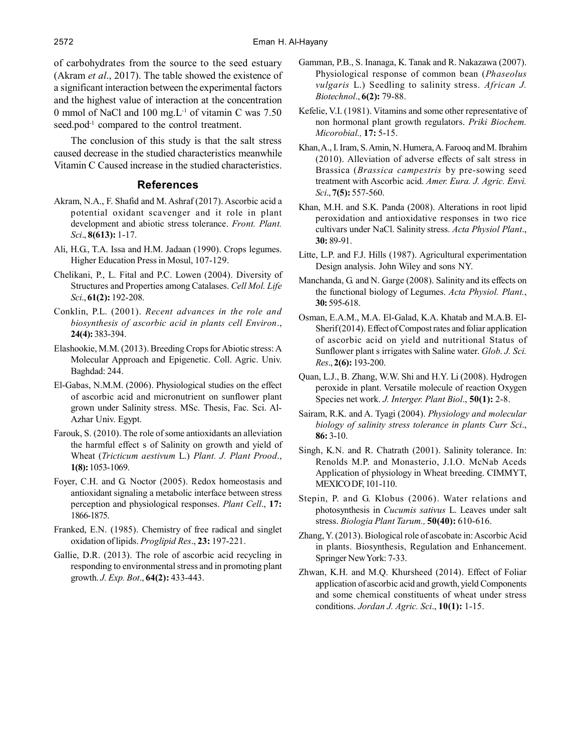of carbohydrates from the source to the seed estuary (Akram *et al*., 2017). The table showed the existence of a significant interaction between the experimental factors and the highest value of interaction at the concentration 0 mmol of NaCl and 100 mg.$L^{-1}$ of vitamin C was 7.50 seed.$pod^{-1}$ compared to the control treatment.

The conclusion of this study is that the salt stress caused decrease in the studied characteristics meanwhile Vitamin C Caused increase in the studied characteristics.

## References

Akram, N.A., F. Shafid and M. Ashraf (2017). Ascorbic acid a potential oxidant scavenger and it role in plant development and abiotic stress tolerance. *Front. Plant. Sci*., **8(613):** 1-17.

Ali, H.G., T.A. Issa and H.M. Jadaan (1990). Crops legumes. Higher Education Press in Mosul, 107-129.

Chelikani, P., L. Fital and P.C. Lowen (2004). Diversity of Structures and Properties among Catalases. *Cell Mol. Life Sci*., **61(2):** 192-208.

Conklin, P.L. (2001). *Recent advances in the role and biosynthesis of ascorbic acid in plants cell Environ*., **24(4):** 383-394.

Elashookie, M.M. (2013). Breeding Crops for Abiotic stress: A Molecular Approach and Epigenetic. Coll. Agric. Univ. Baghdad: 244.

El-Gabas, N.M.M. (2006). Physiological studies on the effect of ascorbic acid and micronutrient on sunflower plant grown under Salinity stress. MSc. Thesis, Fac. Sci. Al-Azhar Univ. Egypt.

Farouk, S. (2010). The role of some antioxidants an alleviation the harmful effect s of Salinity on growth and yield of Wheat (*Tricticum aestivum* L.) *Plant. J. Plant Prood*., **1(8):** 1053-1069.

Foyer, C.H. and G. Noctor (2005). Redox homeostasis and antioxidant signaling a metabolic interface between stress perception and physiological responses. *Plant Cell*., **17:** 1866-1875.

Franked, E.N. (1985). Chemistry of free radical and singlet oxidation of lipids. *Proglipid Res*., **23:** 197-221.

Gallie, D.R. (2013). The role of ascorbic acid recycling in responding to environmental stress and in promoting plant growth. *J. Exp. Bot*., **64(2):** 433-443.

Gamman, P.B., S. Inanaga, K. Tanak and R. Nakazawa (2007). Physiological response of common bean (*Phaseolus vulgaris* L.) Seedling to salinity stress. *African J. Biotechnol*., **6(2):** 79-88.

Kefelie, V.I. (1981). Vitamins and some other representative of non hormonal plant growth regulators. *Priki Biochem. Micorobial.,* **17:** 5-15.

Khan, A., I. Iram, S. Amin, N. Humera, A. Farooq and M. Ibrahim (2010). Alleviation of adverse effects of salt stress in Brassica (*Brassica campestris* by pre-sowing seed treatment with Ascorbic acid. *Amer. Eura. J. Agric. Envi. Sci*., **7(5):** 557-560.

Khan, M.H. and S.K. Panda (2008). Alterations in root lipid peroxidation and antioxidative responses in two rice cultivars under NaCl. Salinity stress. *Acta Physiol Plant*., **30:** 89-91.

Litte, L.P. and F.J. Hills (1987). Agricultural experimentation Design analysis. John Wiley and sons NY.

Manchanda, G. and N. Garge (2008). Salinity and its effects on the functional biology of Legumes. *Acta Physiol. Plant.*, **30:** 595-618.

Osman, E.A.M., M.A. El-Galad, K.A. Khatab and M.A.B. El-Sherif (2014). Effect of Compost rates and foliar application of ascorbic acid on yield and nutritional Status of Sunflower plant s irrigates with Saline water. *Glob. J. Sci. Res*., **2(6):** 193-200.

Quan, L.J., B. Zhang, W.W. Shi and H.Y. Li (2008). Hydrogen peroxide in plant. Versatile molecule of reaction Oxygen Species net work. *J. Interger. Plant Biol*., **50(1):** 2-8.

Sairam, R.K. and A. Tyagi (2004). *Physiology and molecular biology of salinity stress tolerance in plants Curr Sci*., **86:** 3-10.

Singh, K.N. and R. Chatrath (2001). Salinity tolerance. In: Renolds M.P. and Monasterio, J.I.O. McNab Aceds Application of physiology in Wheat breeding. CIMMYT, MEXICO DF, 101-110.

Stepin, P. and G. Klobus (2006). Water relations and photosynthesis in *Cucumis sativus* L. Leaves under salt stress. *Biologia Plant Tarum.,* **50(40):** 610-616.

Zhang, Y. (2013). Biological role of ascobate in: Ascorbic Acid in plants. Biosynthesis, Regulation and Enhancement. Springer New York: 7-33.

Zhwan, K.H. and M.Q. Khursheed (2014). Effect of Foliar application of ascorbic acid and growth, yield Components and some chemical constituents of wheat under stress conditions. *Jordan J. Agric. Sci*., **10(1):** 1-15.